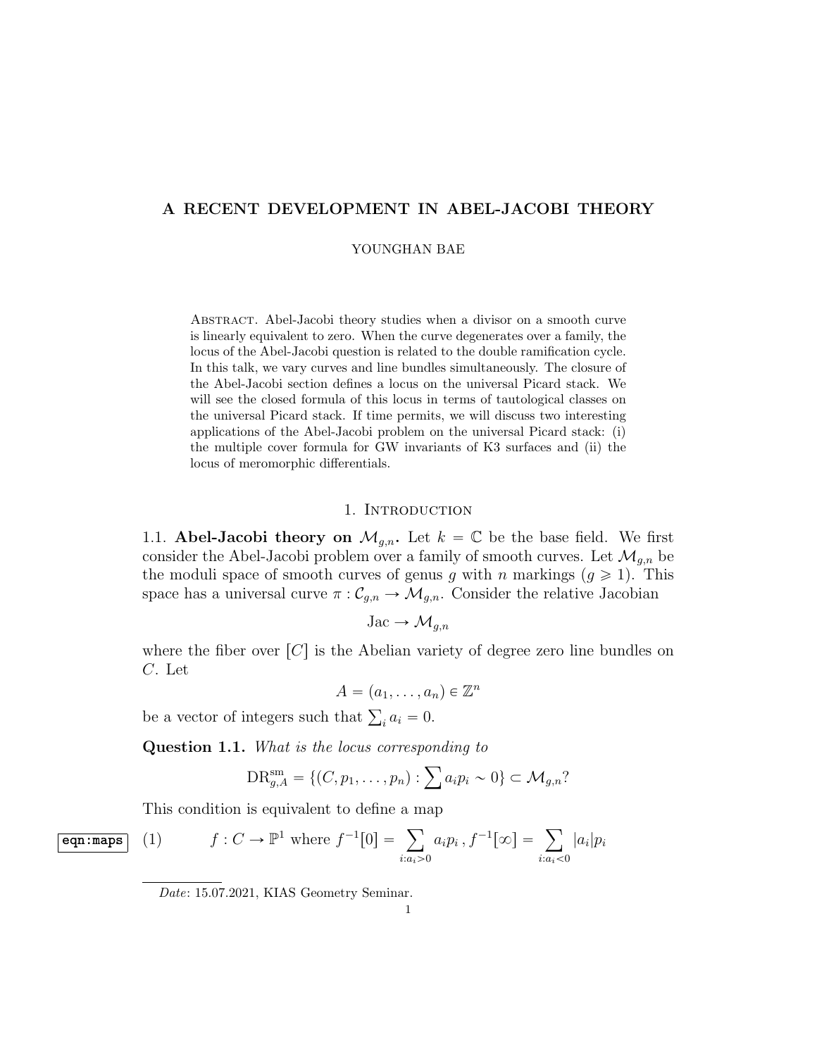# A RECENT DEVELOPMENT IN ABEL-JACOBI THEORY

YOUNGHAN BAE

Abstract. Abel-Jacobi theory studies when a divisor on a smooth curve is linearly equivalent to zero. When the curve degenerates over a family, the locus of the Abel-Jacobi question is related to the double ramification cycle. In this talk, we vary curves and line bundles simultaneously. The closure of the Abel-Jacobi section defines a locus on the universal Picard stack. We will see the closed formula of this locus in terms of tautological classes on the universal Picard stack. If time permits, we will discuss two interesting applications of the Abel-Jacobi problem on the universal Picard stack: (i) the multiple cover formula for GW invariants of K3 surfaces and (ii) the locus of meromorphic differentials.

## 1. Introduction

1.1. **Abel-Jacobi theory on $\mathcal{M}_{g,n}$.** Let $k = \mathbb{C}$ be the base field. We first consider the Abel-Jacobi problem over a family of smooth curves. Let $\mathcal{M}_{g,n}$ be the moduli space of smooth curves of genus $g$ with $n$ markings ($g \geqslant 1$). This space has a universal curve $\pi : \mathcal{C}_{g,n} \to \mathcal{M}_{g,n}$. Consider the relative Jacobian

$$\mathrm{Jac} \to \mathcal{M}_{g,n}$$

where the fiber over $[C]$ is the Abelian variety of degree zero line bundles on $C$. Let

$$A = (a_1, \ldots, a_n) \in \mathbb{Z}^n$$

be a vector of integers such that $\sum_i a_i = 0$.

**Question 1.1.** *What is the locus corresponding to*

$$\mathrm{DR}^{\mathrm{sm}}_{g,A} = \{(C, p_1, \ldots, p_n) : \sum a_i p_i \sim 0\} \subset \mathcal{M}_{g,n}?$$

This condition is equivalent to define a map

$$f : C \to \mathbb{P}^1 \text{ where } f^{-1}[0] = \sum_{i:a_i>0} a_i p_i \, , f^{-1}[\infty] = \sum_{i:a_i<0} |a_i| p_i \tag{1}$$

*Date*: 15.07.2021, KIAS Geometry Seminar.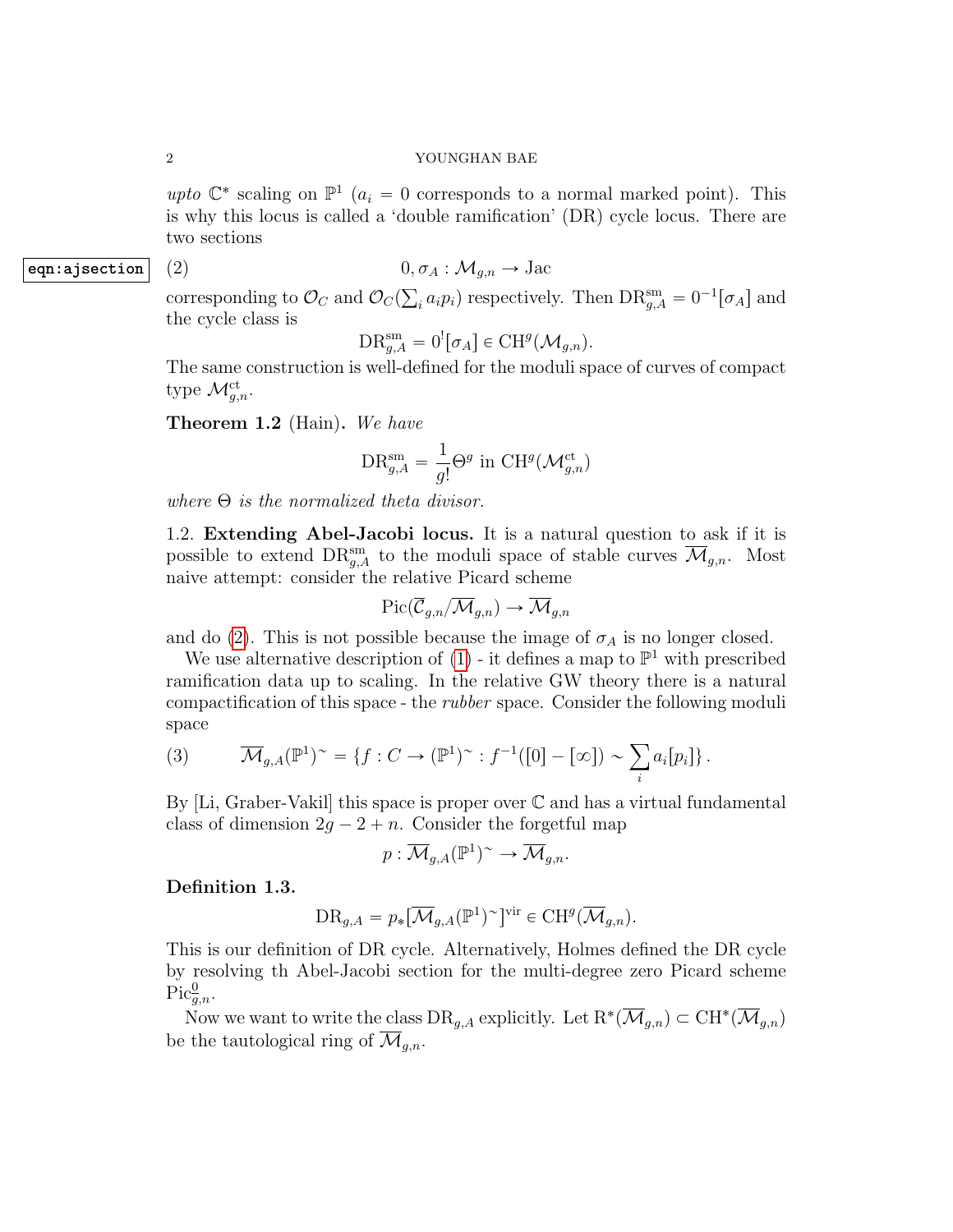*upto* $\mathbb{C}^*$ scaling on $\mathbb{P}^1$ ($a_i = 0$ corresponds to a normal marked point). This is why this locus is called a 'double ramification' (DR) cycle locus. There are two sections

$$0, \sigma_A : \mathcal{M}_{g,n} \to \mathrm{Jac} \tag{2}$$

corresponding to $\mathcal{O}_C$ and $\mathcal{O}_C(\sum_i a_i p_i)$ respectively. Then $\mathrm{DR}^{\mathrm{sm}}_{g,A} = 0^{-1}[\sigma_A]$ and the cycle class is

$$\mathrm{DR}^{\mathrm{sm}}_{g,A} = 0^![\sigma_A] \in \mathrm{CH}^g(\mathcal{M}_{g,n}).$$

The same construction is well-defined for the moduli space of curves of compact type $\mathcal{M}^{\mathrm{ct}}_{g,n}$.

**Theorem 1.2** (Hain). *We have*

$$\mathrm{DR}^{\mathrm{sm}}_{g,A} = \frac{1}{g!}\Theta^g \text{ in } \mathrm{CH}^g(\mathcal{M}^{\mathrm{ct}}_{g,n})$$

*where $\Theta$ is the normalized theta divisor.*

1.2. **Extending Abel-Jacobi locus.** It is a natural question to ask if it is possible to extend $\mathrm{DR}^{\mathrm{sm}}_{g,A}$ to the moduli space of stable curves $\overline{\mathcal{M}}_{g,n}$. Most naive attempt: consider the relative Picard scheme

$$\mathrm{Pic}(\overline{\mathcal{C}}_{g,n}/\overline{\mathcal{M}}_{g,n}) \to \overline{\mathcal{M}}_{g,n}$$

and do (2). This is not possible because the image of $\sigma_A$ is no longer closed.

We use alternative description of (1) - it defines a map to $\mathbb{P}^1$ with prescribed ramification data up to scaling. In the relative GW theory there is a natural compactification of this space - the *rubber* space. Consider the following moduli space

$$\overline{\mathcal{M}}_{g,A}(\mathbb{P}^1)^\sim = \left\{ f : C \to (\mathbb{P}^1)^\sim : f^{-1}([0] - [\infty]) \sim \sum_i a_i[p_i] \right\}. \tag{3}$$

By [Li, Graber-Vakil] this space is proper over $\mathbb{C}$ and has a virtual fundamental class of dimension $2g - 2 + n$. Consider the forgetful map

$$p : \overline{\mathcal{M}}_{g,A}(\mathbb{P}^1)^\sim \to \overline{\mathcal{M}}_{g,n}.$$

**Definition 1.3.**

$$\mathrm{DR}_{g,A} = p_*[\overline{\mathcal{M}}_{g,A}(\mathbb{P}^1)^\sim]^{\mathrm{vir}} \in \mathrm{CH}^g(\overline{\mathcal{M}}_{g,n}).$$

This is our definition of DR cycle. Alternatively, Holmes defined the DR cycle by resolving th Abel-Jacobi section for the multi-degree zero Picard scheme $\mathrm{Pic}^{\underline{0}}_{g,n}$.

Now we want to write the class $\mathrm{DR}_{g,A}$ explicitly. Let $\mathrm{R}^*(\overline{\mathcal{M}}_{g,n}) \subset \mathrm{CH}^*(\overline{\mathcal{M}}_{g,n})$ be the tautological ring of $\overline{\mathcal{M}}_{g,n}$.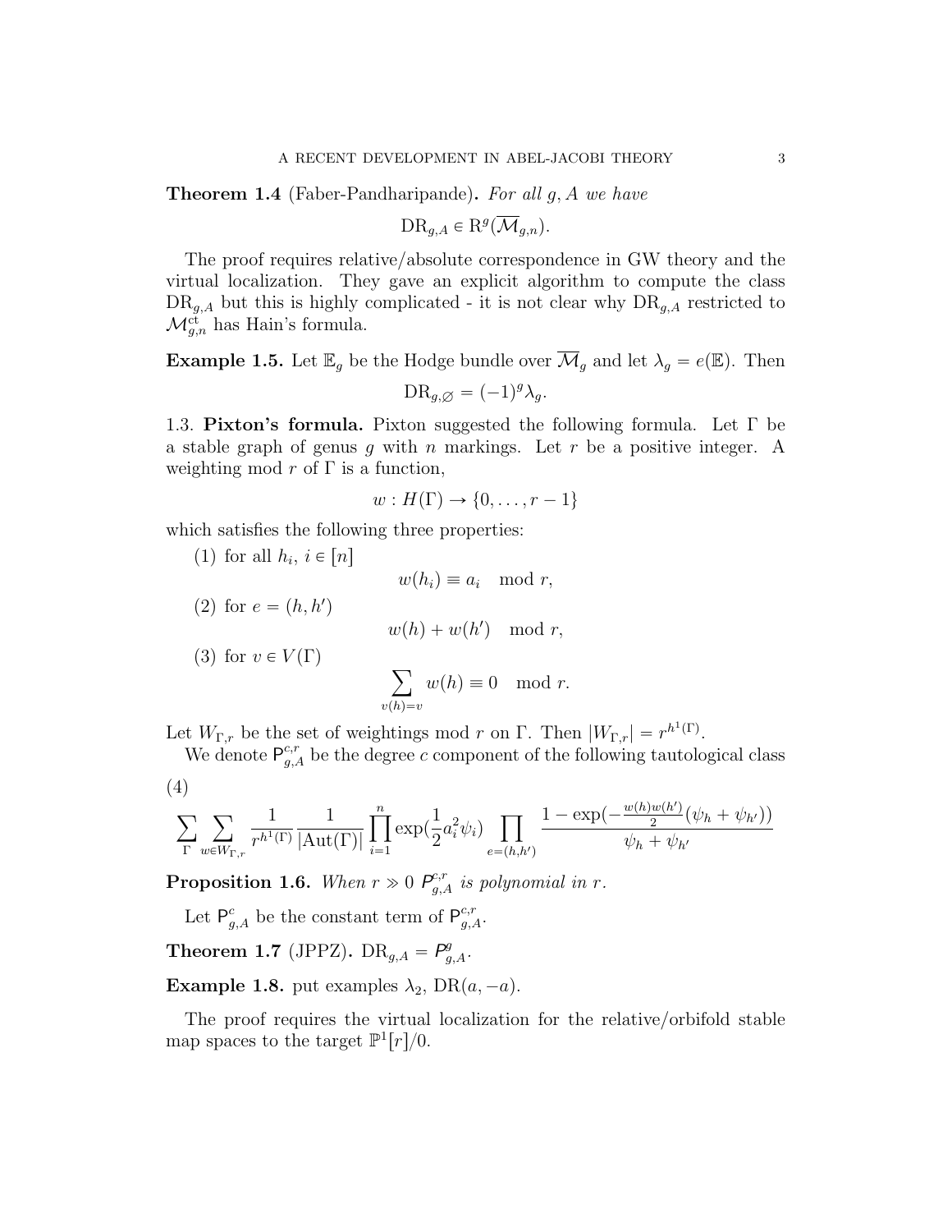**Theorem 1.4** (Faber-Pandharipande)**.** *For all $g, A$ we have*

$$\mathrm{DR}_{g,A} \in \mathrm{R}^g(\overline{\mathcal{M}}_{g,n}).$$

The proof requires relative/absolute correspondence in GW theory and the virtual localization. They gave an explicit algorithm to compute the class $\mathrm{DR}_{g,A}$ but this is highly complicated - it is not clear why $\mathrm{DR}_{g,A}$ restricted to $\mathcal{M}^{\mathrm{ct}}_{g,n}$ has Hain's formula.

**Example 1.5.** Let $\mathbb{E}_g$ be the Hodge bundle over $\overline{\mathcal{M}}_g$ and let $\lambda_g = e(\mathbb{E})$. Then

$$\mathrm{DR}_{g,\varnothing} = (-1)^g \lambda_g.$$

1.3. **Pixton's formula.** Pixton suggested the following formula. Let $\Gamma$ be a stable graph of genus $g$ with $n$ markings. Let $r$ be a positive integer. A weighting mod $r$ of $\Gamma$ is a function,

$$w : H(\Gamma) \to \{0, \ldots, r-1\}$$

which satisfies the following three properties:

(1) for all $h_i$, $i \in [n]$
$$w(h_i) \equiv a_i \mod r,$$
(2) for $e = (h, h')$
$$w(h) + w(h') \mod r,$$
(3) for $v \in V(\Gamma)$
$$\sum_{v(h)=v} w(h) \equiv 0 \mod r.$$

Let $W_{\Gamma,r}$ be the set of weightings mod $r$ on $\Gamma$. Then $|W_{\Gamma,r}| = r^{h^1(\Gamma)}$.

We denote $\mathsf{P}^{c,r}_{g,A}$ be the degree $c$ component of the following tautological class

(4)
$$\sum_{\Gamma} \sum_{w \in W_{\Gamma,r}} \frac{1}{r^{h^1(\Gamma)}} \frac{1}{|\mathrm{Aut}(\Gamma)|} \prod_{i=1}^{n} \exp(\frac{1}{2} a_i^2 \psi_i) \prod_{e=(h,h')} \frac{1 - \exp(-\frac{w(h)w(h')}{2}(\psi_h + \psi_{h'}))}{\psi_h + \psi_{h'}}$$

**Proposition 1.6.** *When $r \gg 0$ $\mathsf{P}^{c,r}_{g,A}$ is polynomial in $r$.*

Let $\mathsf{P}^c_{g,A}$ be the constant term of $\mathsf{P}^{c,r}_{g,A}$.

**Theorem 1.7** (JPPZ)**.** $\mathrm{DR}_{g,A} = \mathsf{P}^g_{g,A}$.

**Example 1.8.** put examples $\lambda_2$, $\mathrm{DR}(a, -a)$.

The proof requires the virtual localization for the relative/orbifold stable map spaces to the target $\mathbb{P}^1[r]/0$.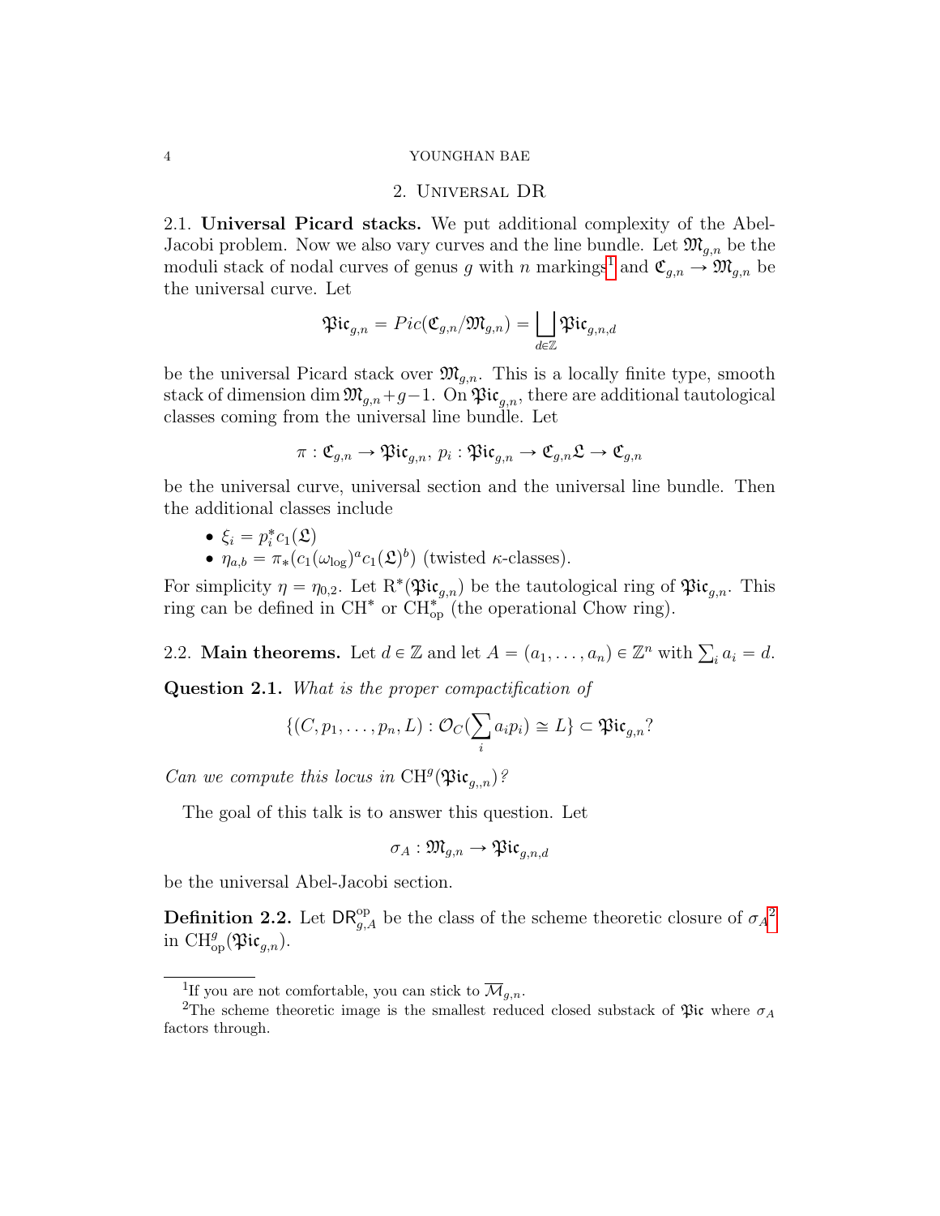## 2. Universal DR

2.1. **Universal Picard stacks.** We put additional complexity of the Abel-Jacobi problem. Now we also vary curves and the line bundle. Let $\mathfrak{M}_{g,n}$ be the moduli stack of nodal curves of genus $g$ with $n$ markings[1] and $\mathfrak{C}_{g,n} \to \mathfrak{M}_{g,n}$ be the universal curve. Let

$$\mathfrak{Pic}_{g,n} = Pic(\mathfrak{C}_{g,n}/\mathfrak{M}_{g,n}) = \bigsqcup_{d \in \mathbb{Z}} \mathfrak{Pic}_{g,n,d}$$

be the universal Picard stack over $\mathfrak{M}_{g,n}$. This is a locally finite type, smooth stack of dimension $\dim \mathfrak{M}_{g,n} + g - 1$. On $\mathfrak{Pic}_{g,n}$, there are additional tautological classes coming from the universal line bundle. Let

$$\pi : \mathfrak{C}_{g,n} \to \mathfrak{Pic}_{g,n},\, p_i : \mathfrak{Pic}_{g,n} \to \mathfrak{C}_{g,n}\mathfrak{L} \to \mathfrak{C}_{g,n}$$

be the universal curve, universal section and the universal line bundle. Then the additional classes include

- $\xi_i = p_i^* c_1(\mathfrak{L})$
- $\eta_{a,b} = \pi_*(c_1(\omega_{\log})^a c_1(\mathfrak{L})^b)$ (twisted $\kappa$-classes).

For simplicity $\eta = \eta_{0,2}$. Let $\mathrm{R}^*(\mathfrak{Pic}_{g,n})$ be the tautological ring of $\mathfrak{Pic}_{g,n}$. This ring can be defined in $\mathrm{CH}^*$ or $\mathrm{CH}^*_{\mathrm{op}}$ (the operational Chow ring).

2.2. **Main theorems.** Let $d \in \mathbb{Z}$ and let $A = (a_1, \dots, a_n) \in \mathbb{Z}^n$ with $\sum_i a_i = d$.

**Question 2.1.** *What is the proper compactification of*

$$\{(C, p_1, \dots, p_n, L) : \mathcal{O}_C(\sum_i a_i p_i) \cong L\} \subset \mathfrak{Pic}_{g,n}?$$

*Can we compute this locus in* $\mathrm{CH}^g(\mathfrak{Pic}_{g,n})$*?*

The goal of this talk is to answer this question. Let

$$\sigma_A : \mathfrak{M}_{g,n} \to \mathfrak{Pic}_{g,n,d}$$

be the universal Abel-Jacobi section.

**Definition 2.2.** Let $\mathsf{DR}^{\mathrm{op}}_{g,A}$ be the class of the scheme theoretic closure of $\sigma_A$[2] in $\mathrm{CH}^g_{\mathrm{op}}(\mathfrak{Pic}_{g,n})$.

---

[1] If you are not comfortable, you can stick to $\overline{\mathcal{M}}_{g,n}$.

[2] The scheme theoretic image is the smallest reduced closed substack of $\mathfrak{Pic}$ where $\sigma_A$ factors through.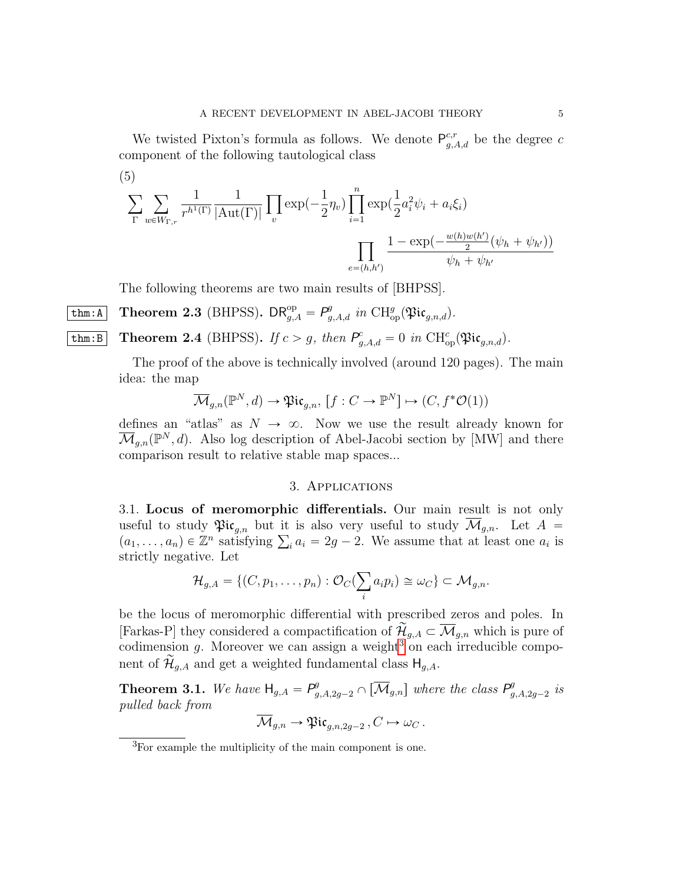We twisted Pixton's formula as follows. We denote $\mathsf{P}^{c,r}_{g,A,d}$ be the degree $c$ component of the following tautological class

(5)

$$\sum_{\Gamma} \sum_{w \in W_{\Gamma,r}} \frac{1}{r^{h^1(\Gamma)}} \frac{1}{|\mathrm{Aut}(\Gamma)|} \prod_v \exp(-\frac{1}{2}\eta_v) \prod_{i=1}^n \exp(\frac{1}{2}a_i^2\psi_i + a_i\xi_i) \prod_{e=(h,h')} \frac{1-\exp(-\frac{w(h)w(h')}{2}(\psi_h + \psi_{h'}))}{\psi_h + \psi_{h'}}$$

The following theorems are two main results of [BHPSS].

**Theorem 2.3** (BHPSS)**.** *$\mathsf{DR}^{\mathrm{op}}_{g,A} = \mathsf{P}^g_{g,A,d}$ in $\mathrm{CH}^g_{\mathrm{op}}(\mathfrak{Pic}_{g,n,d})$.*

**Theorem 2.4** (BHPSS)**.** *If $c > g$, then $\mathsf{P}^c_{g,A,d} = 0$ in $\mathrm{CH}^c_{\mathrm{op}}(\mathfrak{Pic}_{g,n,d})$.*

The proof of the above is technically involved (around 120 pages). The main idea: the map

$$\overline{\mathcal{M}}_{g,n}(\mathbb{P}^N, d) \to \mathfrak{Pic}_{g,n},\ [f : C \to \mathbb{P}^N] \mapsto (C, f^*\mathcal{O}(1))$$

defines an "atlas" as $N \to \infty$. Now we use the result already known for $\overline{\mathcal{M}}_{g,n}(\mathbb{P}^N, d)$. Also log description of Abel-Jacobi section by [MW] and there comparison result to relative stable map spaces...

## 3. Applications

3.1. **Locus of meromorphic differentials.** Our main result is not only useful to study $\mathfrak{Pic}_{g,n}$ but it is also very useful to study $\overline{\mathcal{M}}_{g,n}$. Let $A = (a_1, \ldots, a_n) \in \mathbb{Z}^n$ satisfying $\sum_i a_i = 2g-2$. We assume that at least one $a_i$ is strictly negative. Let

$$\mathcal{H}_{g,A} = \{(C, p_1, \ldots, p_n) : \mathcal{O}_C(\sum_i a_i p_i) \cong \omega_C\} \subset \mathcal{M}_{g,n}.$$

be the locus of meromorphic differential with prescribed zeros and poles. In [Farkas-P] they considered a compactification of $\widetilde{\mathcal{H}}_{g,A} \subset \overline{\mathcal{M}}_{g,n}$ which is pure of codimension $g$. Moreover we can assign a weight[3] on each irreducible component of $\widetilde{\mathcal{H}}_{g,A}$ and get a weighted fundamental class $\mathsf{H}_{g,A}$.

**Theorem 3.1.** *We have $\mathsf{H}_{g,A} = \mathsf{P}^g_{g,A,2g-2} \cap [\overline{\mathcal{M}}_{g,n}]$ where the class $\mathsf{P}^g_{g,A,2g-2}$ is pulled back from*

$$\overline{\mathcal{M}}_{g,n} \to \mathfrak{Pic}_{g,n,2g-2}\,, C \mapsto \omega_C\,.$$

[3] For example the multiplicity of the main component is one.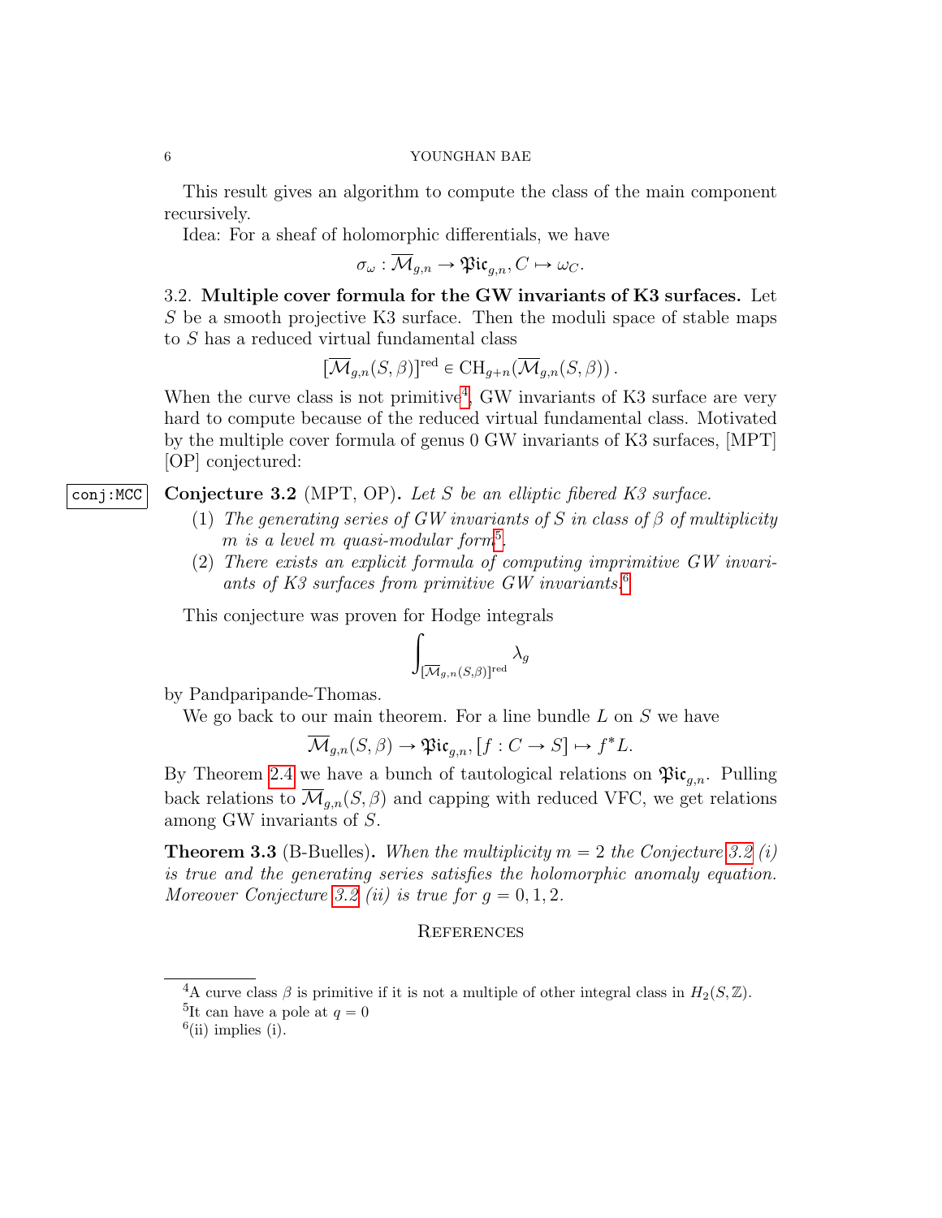This result gives an algorithm to compute the class of the main component recursively.

Idea: For a sheaf of holomorphic differentials, we have

$$\sigma_\omega : \overline{\mathcal{M}}_{g,n} \to \mathfrak{Pic}_{g,n}, C \mapsto \omega_C.$$

3.2. **Multiple cover formula for the GW invariants of K3 surfaces.** Let $S$ be a smooth projective K3 surface. Then the moduli space of stable maps to $S$ has a reduced virtual fundamental class

$$[\overline{\mathcal{M}}_{g,n}(S,\beta)]^{\mathrm{red}} \in \mathrm{CH}_{g+n}(\overline{\mathcal{M}}_{g,n}(S,\beta))\,.$$

When the curve class is not primitive[4], GW invariants of K3 surface are very hard to compute because of the reduced virtual fundamental class. Motivated by the multiple cover formula of genus 0 GW invariants of K3 surfaces, [MPT] [OP] conjectured:

**Conjecture 3.2** (MPT, OP). *Let $S$ be an elliptic fibered K3 surface.*

1. *The generating series of GW invariants of $S$ in class of $\beta$ of multiplicity $m$ is a level $m$ quasi-modular form*[5].
2. *There exists an explicit formula of computing imprimitive GW invariants of K3 surfaces from primitive GW invariants.*[6]

This conjecture was proven for Hodge integrals

$$\int_{[\overline{\mathcal{M}}_{g,n}(S,\beta)]^{\mathrm{red}}} \lambda_g$$

by Pandparipande-Thomas.

We go back to our main theorem. For a line bundle $L$ on $S$ we have

$$\overline{\mathcal{M}}_{g,n}(S,\beta) \to \mathfrak{Pic}_{g,n}, [f : C \to S] \mapsto f^*L.$$

By Theorem 2.4 we have a bunch of tautological relations on $\mathfrak{Pic}_{g,n}$. Pulling back relations to $\overline{\mathcal{M}}_{g,n}(S,\beta)$ and capping with reduced VFC, we get relations among GW invariants of $S$.

**Theorem 3.3** (B-Buelles)**.** *When the multiplicity $m = 2$ the Conjecture 3.2 (i) is true and the generating series satisfies the holomorphic anomaly equation. Moreover Conjecture 3.2 (ii) is true for $g = 0, 1, 2$.*

## References

[4] A curve class $\beta$ is primitive if it is not a multiple of other integral class in $H_2(S, \mathbb{Z})$.

[5] It can have a pole at $q = 0$

[6] (ii) implies (i).